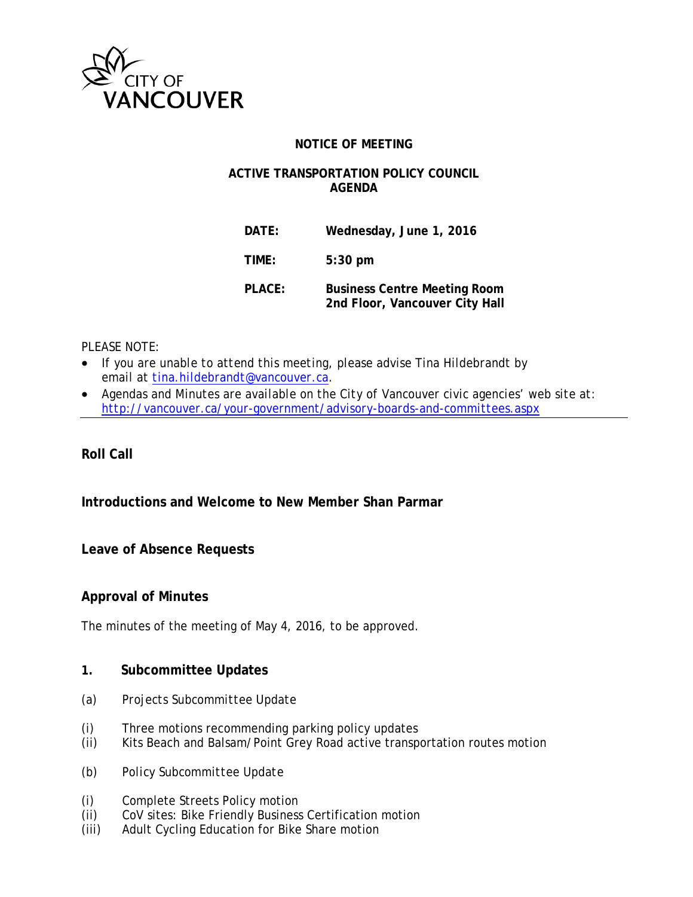CITY OF VANCOUVER

**NOTICE OF MEETING**

**ACTIVE TRANSPORTATION POLICY COUNCIL**
**AGENDA**

| | |
|---|---|
| **DATE:** | **Wednesday, June 1, 2016** |
| **TIME:** | **5:30 pm** |
| **PLACE:** | **Business Centre Meeting Room<br>2nd Floor, Vancouver City Hall** |

PLEASE NOTE:

- If you are unable to attend this meeting, please advise Tina Hildebrandt by email at tina.hildebrandt@vancouver.ca.
- Agendas and Minutes are available on the City of Vancouver civic agencies' web site at: http://vancouver.ca/your-government/advisory-boards-and-committees.aspx

---

**Roll Call**

**Introductions and Welcome to New Member Shan Parmar**

**Leave of Absence Requests**

**Approval of Minutes**

The minutes of the meeting of May 4, 2016, to be approved.

**1. Subcommittee Updates**

(a) Projects Subcommittee Update

(i) Three motions recommending parking policy updates
(ii) Kits Beach and Balsam/Point Grey Road active transportation routes motion

(b) Policy Subcommittee Update

(i) Complete Streets Policy motion
(ii) CoV sites: Bike Friendly Business Certification motion
(iii) Adult Cycling Education for Bike Share motion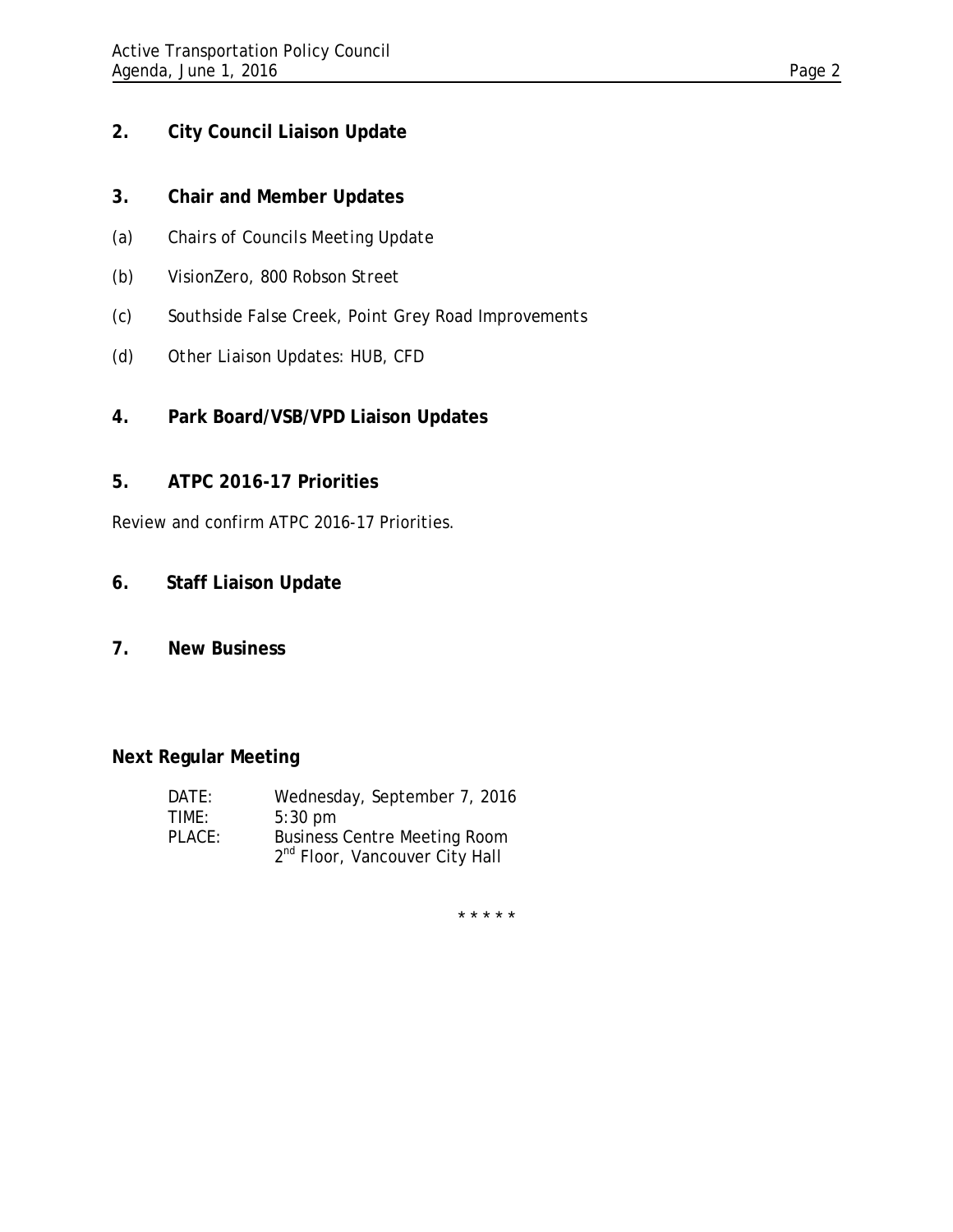## 2. City Council Liaison Update

## 3. Chair and Member Updates

(a) Chairs of Councils Meeting Update

(b) VisionZero, 800 Robson Street

(c) Southside False Creek, Point Grey Road Improvements

(d) Other Liaison Updates: HUB, CFD

## 4. Park Board/VSB/VPD Liaison Updates

## 5. ATPC 2016-17 Priorities

Review and confirm ATPC 2016-17 Priorities.

## 6. Staff Liaison Update

## 7. New Business

**Next Regular Meeting**

| | |
|---|---|
| DATE: | Wednesday, September 7, 2016 |
| TIME: | 5:30 pm |
| PLACE: | Business Centre Meeting Room<br>2nd Floor, Vancouver City Hall |

\* \* \* \* \*